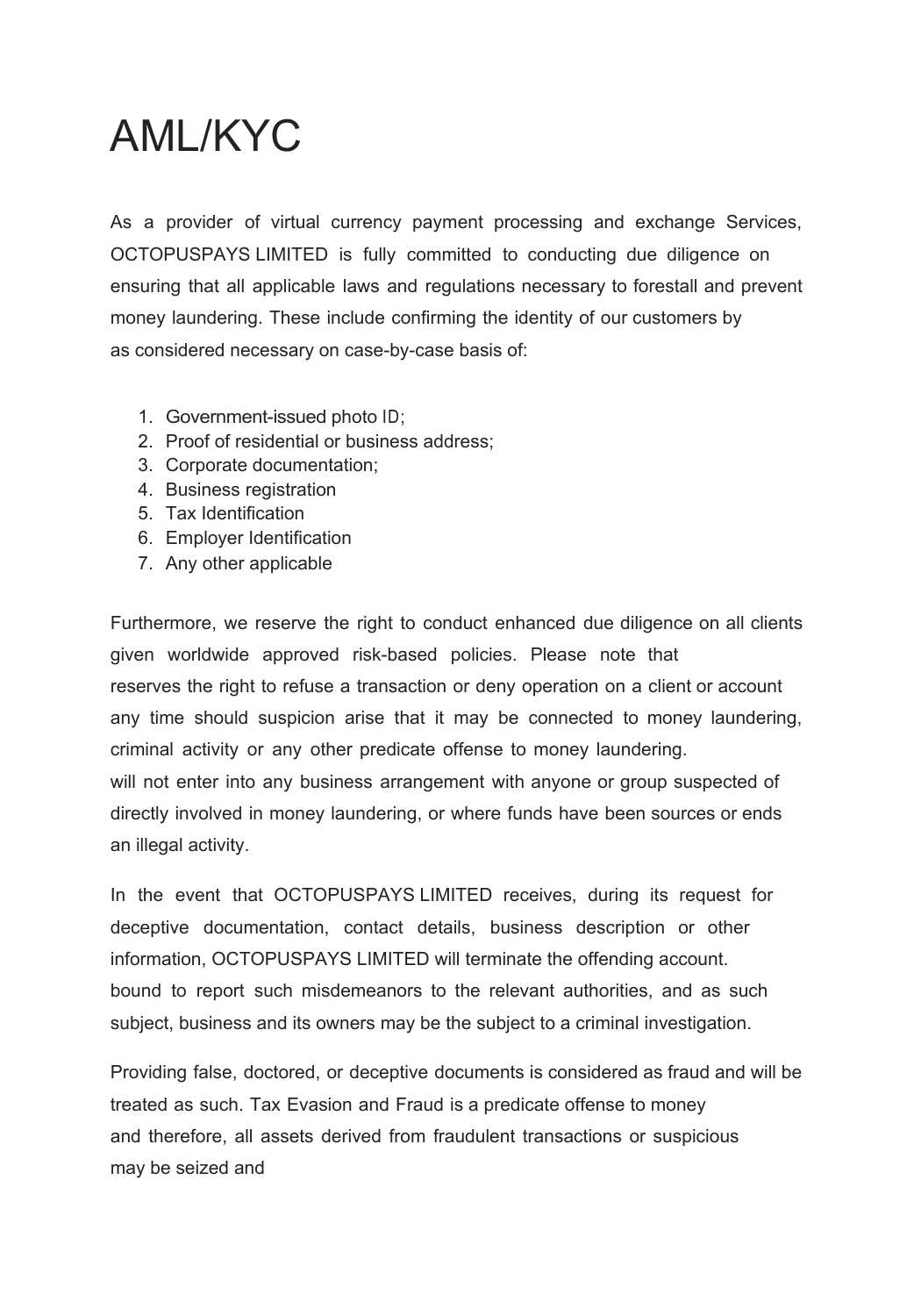# AML/KYC

As a provider of virtual currency payment processing and exchange Services, OCTOPUSPAYS LIMITED is fully committed to conducting due diligence on ensuring that all applicable laws and regulations necessary to forestall and prevent money laundering. These include confirming the identity of our customers by as considered necessary on case-by-case basis of:

1. Government-issued photo ID;
2. Proof of residential or business address;
3. Corporate documentation;
4. Business registration
5. Tax Identification
6. Employer Identification
7. Any other applicable

Furthermore, we reserve the right to conduct enhanced due diligence on all clients given worldwide approved risk-based policies. Please note that reserves the right to refuse a transaction or deny operation on a client or account any time should suspicion arise that it may be connected to money laundering, criminal activity or any other predicate offense to money laundering. will not enter into any business arrangement with anyone or group suspected of directly involved in money laundering, or where funds have been sources or ends an illegal activity.

In the event that OCTOPUSPAYS LIMITED receives, during its request for deceptive documentation, contact details, business description or other information, OCTOPUSPAYS LIMITED will terminate the offending account. bound to report such misdemeanors to the relevant authorities, and as such subject, business and its owners may be the subject to a criminal investigation.

Providing false, doctored, or deceptive documents is considered as fraud and will be treated as such. Tax Evasion and Fraud is a predicate offense to money and therefore, all assets derived from fraudulent transactions or suspicious may be seized and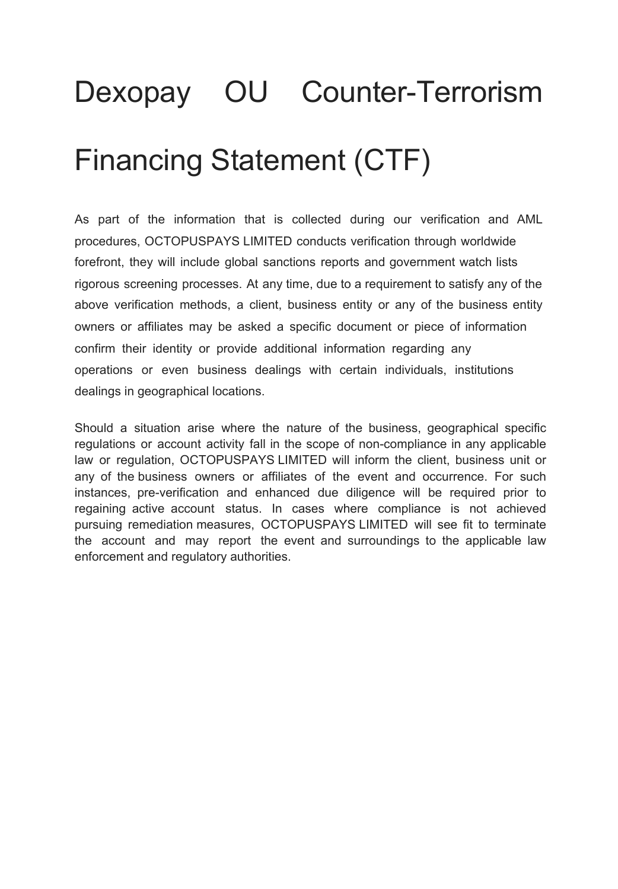# Dexopay OU Counter-Terrorism Financing Statement (CTF)

As part of the information that is collected during our verification and AML procedures, OCTOPUSPAYS LIMITED conducts verification through worldwide forefront, they will include global sanctions reports and government watch lists rigorous screening processes. At any time, due to a requirement to satisfy any of the above verification methods, a client, business entity or any of the business entity owners or affiliates may be asked a specific document or piece of information confirm their identity or provide additional information regarding any operations or even business dealings with certain individuals, institutions dealings in geographical locations.

Should a situation arise where the nature of the business, geographical specific regulations or account activity fall in the scope of non-compliance in any applicable law or regulation, OCTOPUSPAYS LIMITED will inform the client, business unit or any of the business owners or affiliates of the event and occurrence. For such instances, pre-verification and enhanced due diligence will be required prior to regaining active account status. In cases where compliance is not achieved pursuing remediation measures, OCTOPUSPAYS LIMITED will see fit to terminate the account and may report the event and surroundings to the applicable law enforcement and regulatory authorities.